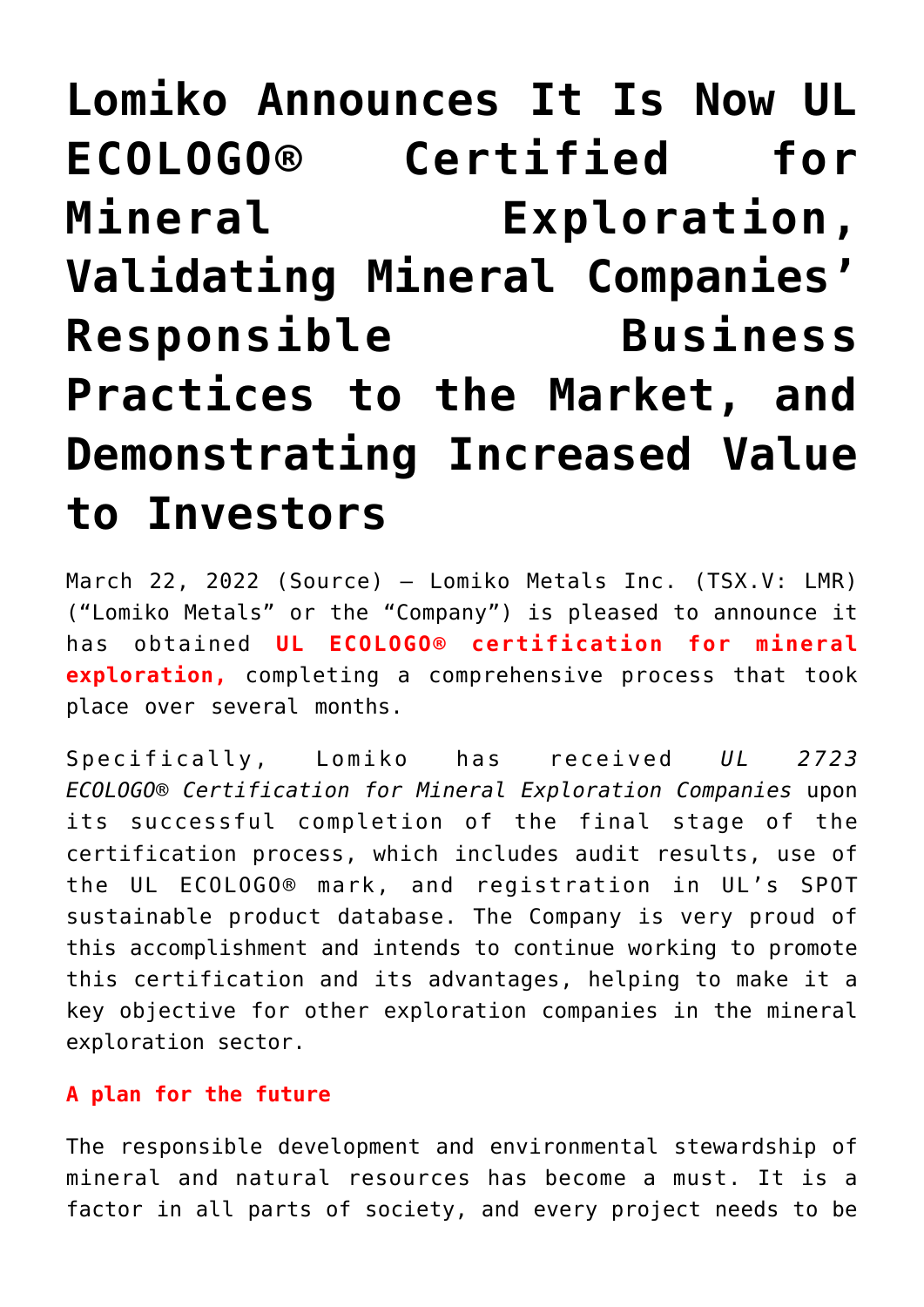# Lomiko Announces It Is Now UL ECOLOGO® Certified for Mineral Exploration, Validating Mineral Companies' Responsible Business Practices to the Market, and Demonstrating Increased Value to Investors

March 22, 2022 (Source) — Lomiko Metals Inc. (TSX.V: LMR) ("Lomiko Metals" or the "Company") is pleased to announce it has obtained **UL ECOLOGO® certification for mineral exploration,** completing a comprehensive process that took place over several months.

Specifically, Lomiko has received *UL 2723 ECOLOGO® Certification for Mineral Exploration Companies* upon its successful completion of the final stage of the certification process, which includes audit results, use of the UL ECOLOGO® mark, and registration in UL's SPOT sustainable product database. The Company is very proud of this accomplishment and intends to continue working to promote this certification and its advantages, helping to make it a key objective for other exploration companies in the mineral exploration sector.

**A plan for the future**

The responsible development and environmental stewardship of mineral and natural resources has become a must. It is a factor in all parts of society, and every project needs to be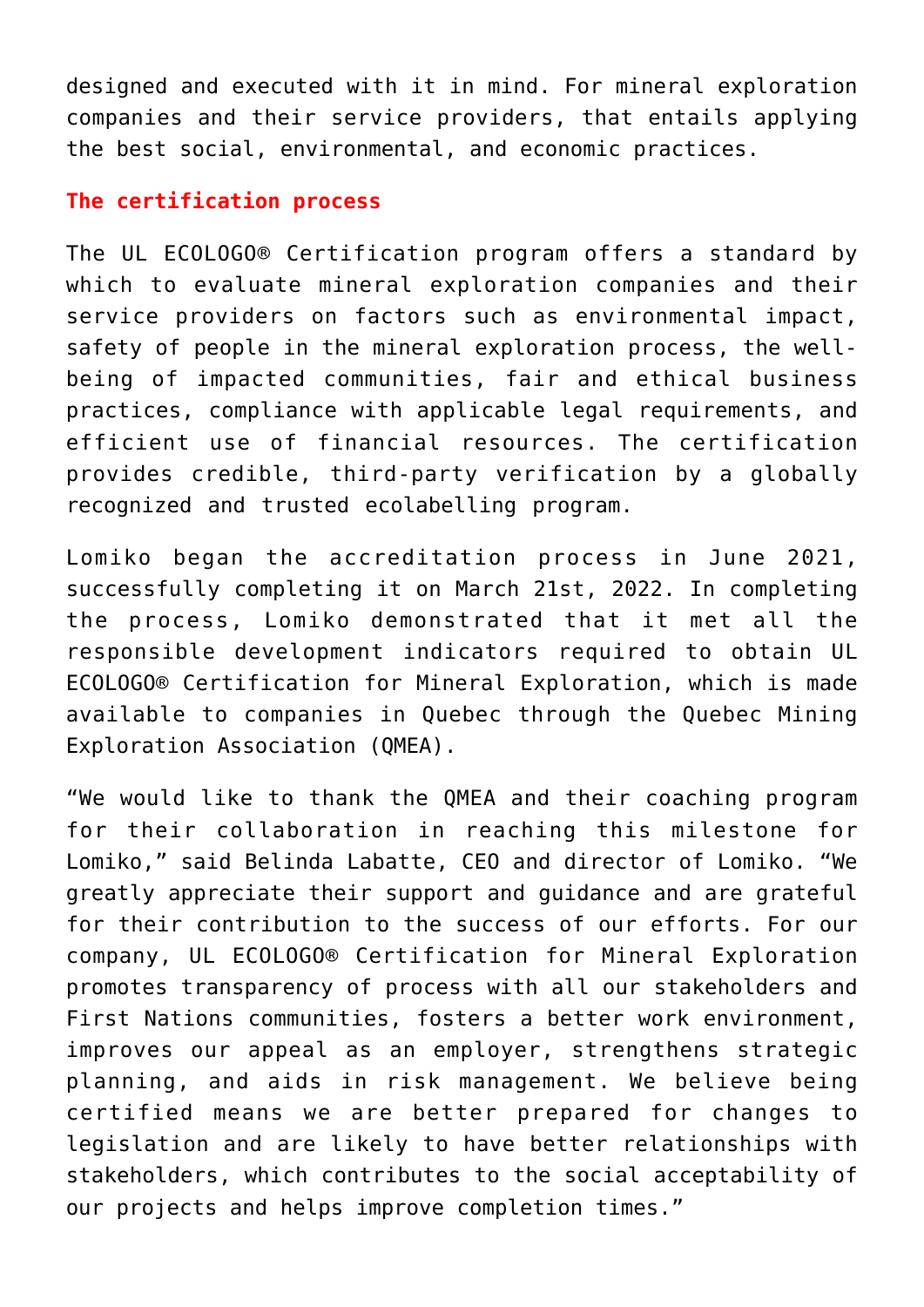designed and executed with it in mind. For mineral exploration companies and their service providers, that entails applying the best social, environmental, and economic practices.

## The certification process

The UL ECOLOGO® Certification program offers a standard by which to evaluate mineral exploration companies and their service providers on factors such as environmental impact, safety of people in the mineral exploration process, the well-being of impacted communities, fair and ethical business practices, compliance with applicable legal requirements, and efficient use of financial resources. The certification provides credible, third-party verification by a globally recognized and trusted ecolabelling program.

Lomiko began the accreditation process in June 2021, successfully completing it on March 21st, 2022. In completing the process, Lomiko demonstrated that it met all the responsible development indicators required to obtain UL ECOLOGO® Certification for Mineral Exploration, which is made available to companies in Quebec through the Quebec Mining Exploration Association (QMEA).

"We would like to thank the QMEA and their coaching program for their collaboration in reaching this milestone for Lomiko," said Belinda Labatte, CEO and director of Lomiko. "We greatly appreciate their support and guidance and are grateful for their contribution to the success of our efforts. For our company, UL ECOLOGO® Certification for Mineral Exploration promotes transparency of process with all our stakeholders and First Nations communities, fosters a better work environment, improves our appeal as an employer, strengthens strategic planning, and aids in risk management. We believe being certified means we are better prepared for changes to legislation and are likely to have better relationships with stakeholders, which contributes to the social acceptability of our projects and helps improve completion times."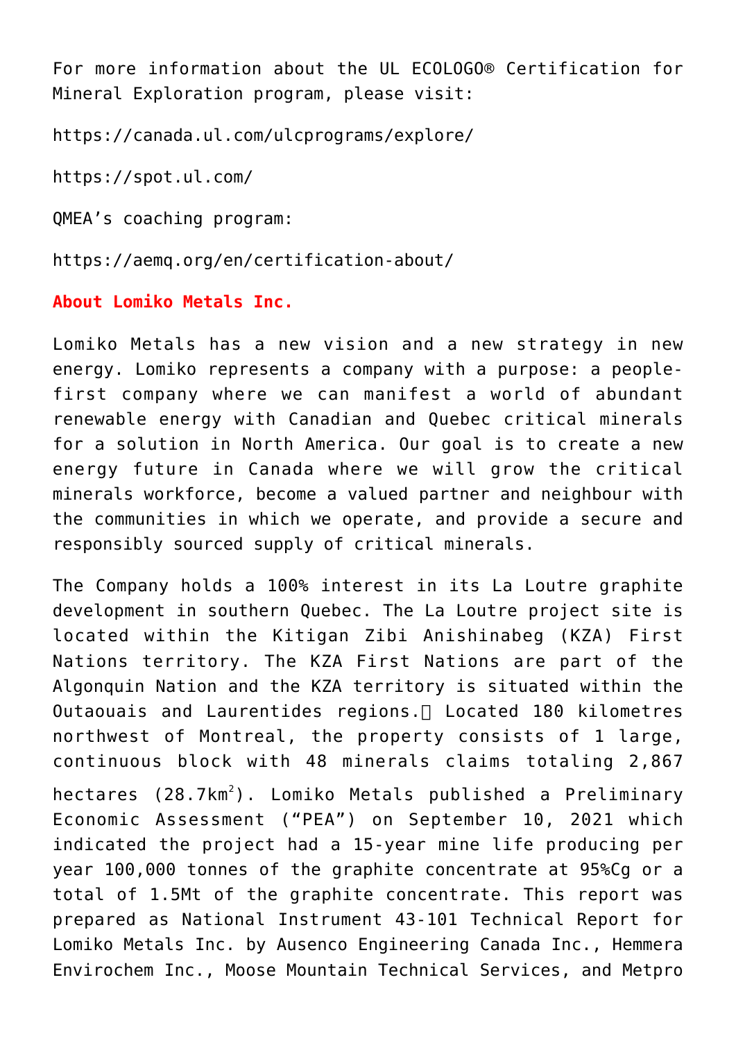For more information about the UL ECOLOGO® Certification for Mineral Exploration program, please visit:

https://canada.ul.com/ulcprograms/explore/

https://spot.ul.com/

QMEA's coaching program:

https://aemq.org/en/certification-about/

**About Lomiko Metals Inc.**

Lomiko Metals has a new vision and a new strategy in new energy. Lomiko represents a company with a purpose: a people-first company where we can manifest a world of abundant renewable energy with Canadian and Quebec critical minerals for a solution in North America. Our goal is to create a new energy future in Canada where we will grow the critical minerals workforce, become a valued partner and neighbour with the communities in which we operate, and provide a secure and responsibly sourced supply of critical minerals.

The Company holds a 100% interest in its La Loutre graphite development in southern Quebec. The La Loutre project site is located within the Kitigan Zibi Anishinabeg (KZA) First Nations territory. The KZA First Nations are part of the Algonquin Nation and the KZA territory is situated within the Outaouais and Laurentides regions. Located 180 kilometres northwest of Montreal, the property consists of 1 large, continuous block with 48 minerals claims totaling 2,867 hectares ($28.7km^2$). Lomiko Metals published a Preliminary Economic Assessment ("PEA") on September 10, 2021 which indicated the project had a 15-year mine life producing per year 100,000 tonnes of the graphite concentrate at 95%Cg or a total of 1.5Mt of the graphite concentrate. This report was prepared as National Instrument 43-101 Technical Report for Lomiko Metals Inc. by Ausenco Engineering Canada Inc., Hemmera Envirochem Inc., Moose Mountain Technical Services, and Metpro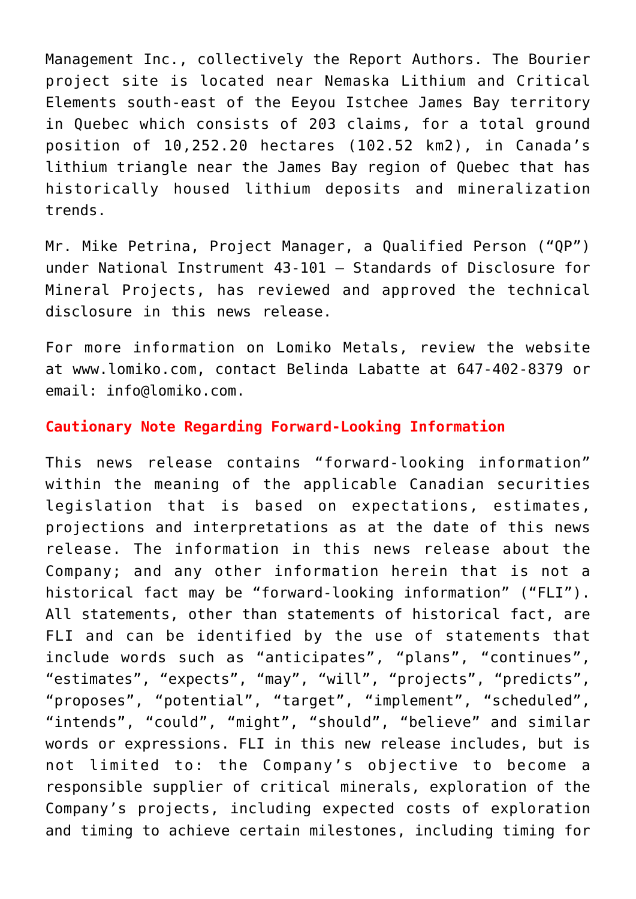Management Inc., collectively the Report Authors. The Bourier project site is located near Nemaska Lithium and Critical Elements south-east of the Eeyou Istchee James Bay territory in Quebec which consists of 203 claims, for a total ground position of 10,252.20 hectares (102.52 km2), in Canada's lithium triangle near the James Bay region of Quebec that has historically housed lithium deposits and mineralization trends.

Mr. Mike Petrina, Project Manager, a Qualified Person ("QP") under National Instrument 43-101 – Standards of Disclosure for Mineral Projects, has reviewed and approved the technical disclosure in this news release.

For more information on Lomiko Metals, review the website at www.lomiko.com, contact Belinda Labatte at 647-402-8379 or email: info@lomiko.com.

**Cautionary Note Regarding Forward-Looking Information**

This news release contains "forward-looking information" within the meaning of the applicable Canadian securities legislation that is based on expectations, estimates, projections and interpretations as at the date of this news release. The information in this news release about the Company; and any other information herein that is not a historical fact may be "forward-looking information" ("FLI"). All statements, other than statements of historical fact, are FLI and can be identified by the use of statements that include words such as "anticipates", "plans", "continues", "estimates", "expects", "may", "will", "projects", "predicts", "proposes", "potential", "target", "implement", "scheduled", "intends", "could", "might", "should", "believe" and similar words or expressions. FLI in this new release includes, but is not limited to: the Company's objective to become a responsible supplier of critical minerals, exploration of the Company's projects, including expected costs of exploration and timing to achieve certain milestones, including timing for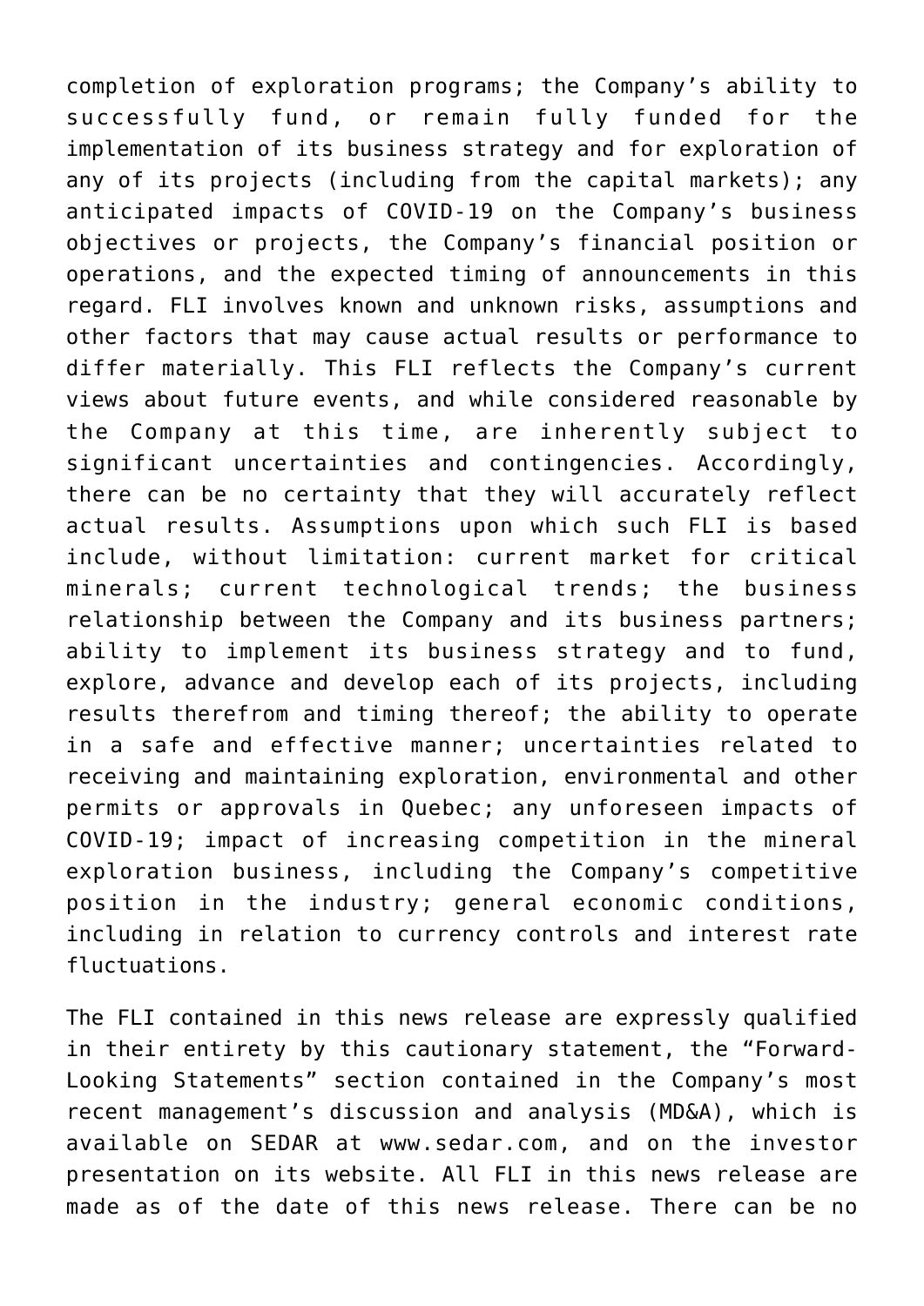completion of exploration programs; the Company's ability to successfully fund, or remain fully funded for the implementation of its business strategy and for exploration of any of its projects (including from the capital markets); any anticipated impacts of COVID-19 on the Company's business objectives or projects, the Company's financial position or operations, and the expected timing of announcements in this regard. FLI involves known and unknown risks, assumptions and other factors that may cause actual results or performance to differ materially. This FLI reflects the Company's current views about future events, and while considered reasonable by the Company at this time, are inherently subject to significant uncertainties and contingencies. Accordingly, there can be no certainty that they will accurately reflect actual results. Assumptions upon which such FLI is based include, without limitation: current market for critical minerals; current technological trends; the business relationship between the Company and its business partners; ability to implement its business strategy and to fund, explore, advance and develop each of its projects, including results therefrom and timing thereof; the ability to operate in a safe and effective manner; uncertainties related to receiving and maintaining exploration, environmental and other permits or approvals in Quebec; any unforeseen impacts of COVID-19; impact of increasing competition in the mineral exploration business, including the Company's competitive position in the industry; general economic conditions, including in relation to currency controls and interest rate fluctuations.

The FLI contained in this news release are expressly qualified in their entirety by this cautionary statement, the "Forward-Looking Statements" section contained in the Company's most recent management's discussion and analysis (MD&A), which is available on SEDAR at www.sedar.com, and on the investor presentation on its website. All FLI in this news release are made as of the date of this news release. There can be no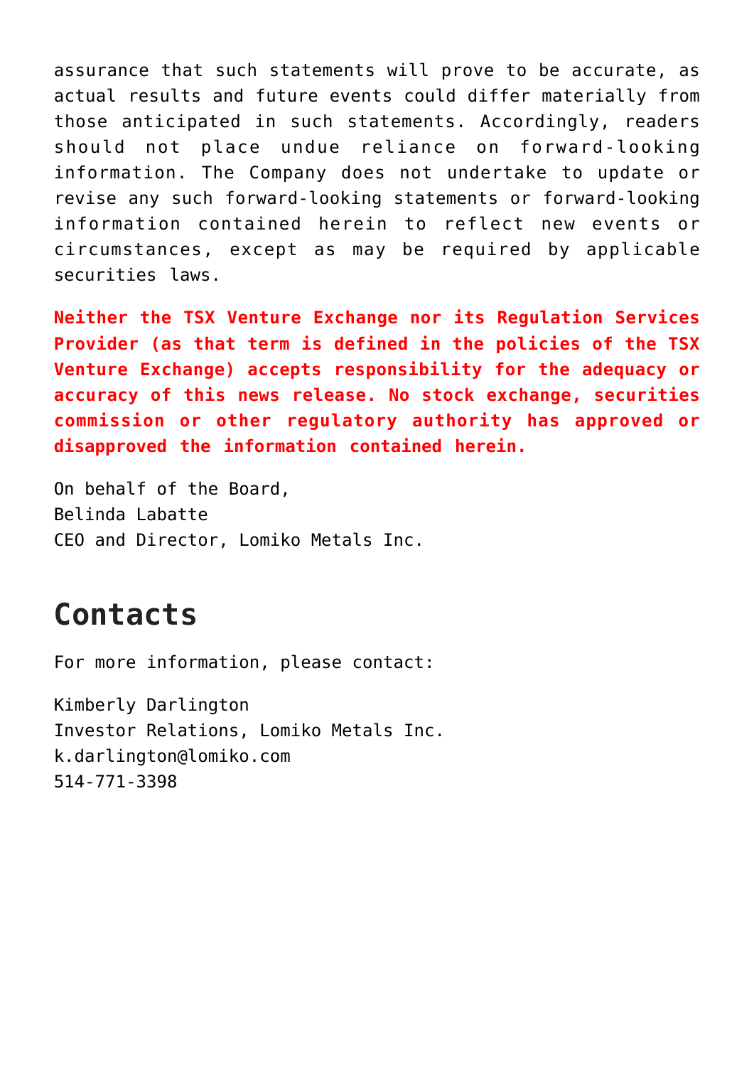assurance that such statements will prove to be accurate, as actual results and future events could differ materially from those anticipated in such statements. Accordingly, readers should not place undue reliance on forward-looking information. The Company does not undertake to update or revise any such forward-looking statements or forward-looking information contained herein to reflect new events or circumstances, except as may be required by applicable securities laws.

**Neither the TSX Venture Exchange nor its Regulation Services Provider (as that term is defined in the policies of the TSX Venture Exchange) accepts responsibility for the adequacy or accuracy of this news release. No stock exchange, securities commission or other regulatory authority has approved or disapproved the information contained herein.**

On behalf of the Board,
Belinda Labatte
CEO and Director, Lomiko Metals Inc.

## Contacts

For more information, please contact:

Kimberly Darlington
Investor Relations, Lomiko Metals Inc.
k.darlington@lomiko.com
514-771-3398